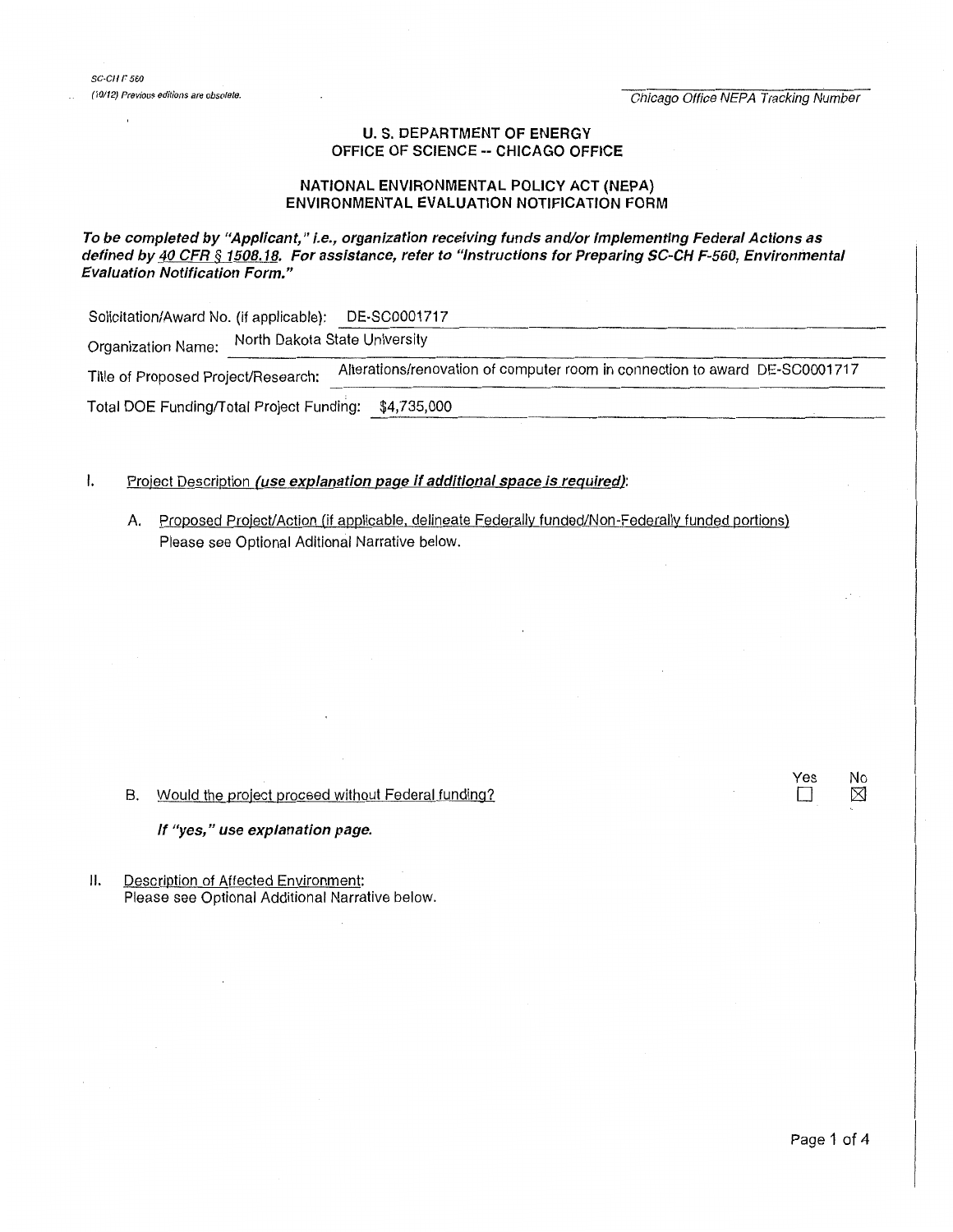SC-CH F 560

(10/12) Previous editions are obsolete.

Chicago Office NEPA Tracking Number

## U. S. DEPARTMENT OF ENERGY
## OFFICE OF SCIENCE -- CHICAGO OFFICE

## NATIONAL ENVIRONMENTAL POLICY ACT (NEPA)
## ENVIRONMENTAL EVALUATION NOTIFICATION FORM

***To be completed by "Applicant," i.e., organization receiving funds and/or implementing Federal Actions as defined by 40 CFR § 1508.18. For assistance, refer to "Instructions for Preparing SC-CH F-560, Environmental Evaluation Notification Form."***

Solicitation/Award No. (if applicable): DE-SC0001717

Organization Name: North Dakota State University

Title of Proposed Project/Research: Alterations/renovation of computer room in connection to award DE-SC0001717

Total DOE Funding/Total Project Funding: $4,735,000

I. Project Description ***(use explanation page if additional space is required)***:

A. Proposed Project/Action (if applicable, delineate Federally funded/Non-Federally funded portions)
Please see Optional Aditional Narrative below.

B. Would the project proceed without Federal funding? Yes ☐ No ☒

***If "yes," use explanation page.***

II. Description of Affected Environment:
Please see Optional Additional Narrative below.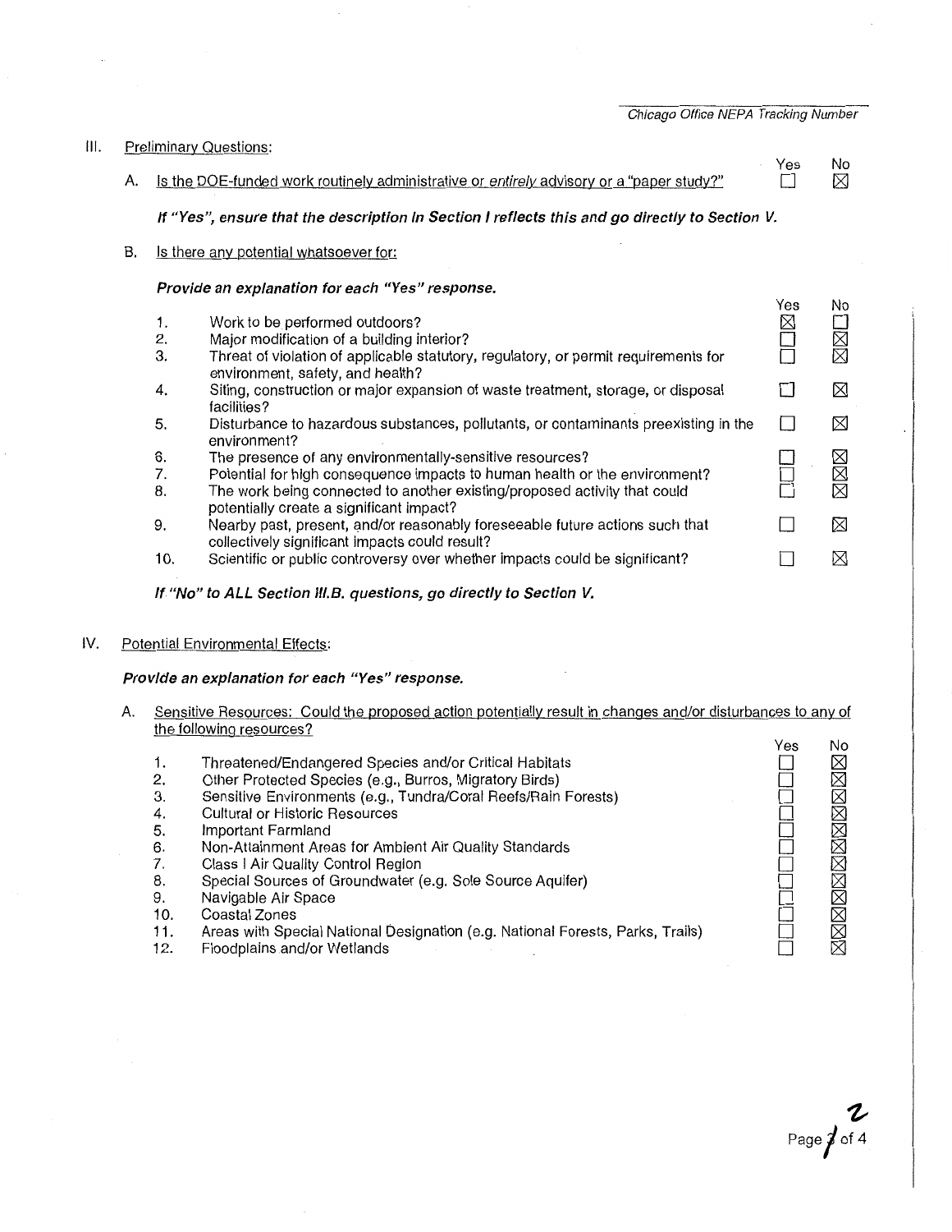Chicago Office NEPA Tracking Number

## III. Preliminary Questions:

| | | Yes | No |
|---|---|---|---|
| A. | Is the DOE-funded work routinely administrative or *entirely* advisory or a "paper study?" | ☐ | ☒ |

***If "Yes", ensure that the description in Section I reflects this and go directly to Section V.***

B. Is there any potential whatsoever for:

***Provide an explanation for each "Yes" response.***

| | | Yes | No |
|---|---|---|---|
| 1. | Work to be performed outdoors? | ☒ | ☐ |
| 2. | Major modification of a building interior? | ☐ | ☒ |
| 3. | Threat of violation of applicable statutory, regulatory, or permit requirements for environment, safety, and health? | ☐ | ☒ |
| 4. | Siting, construction or major expansion of waste treatment, storage, or disposal facilities? | ☐ | ☒ |
| 5. | Disturbance to hazardous substances, pollutants, or contaminants preexisting in the environment? | ☐ | ☒ |
| 6. | The presence of any environmentally-sensitive resources? | ☐ | ☒ |
| 7. | Potential for high consequence impacts to human health or the environment? | ☐ | ☒ |
| 8. | The work being connected to another existing/proposed activity that could potentially create a significant impact? | ☐ | ☒ |
| 9. | Nearby past, present, and/or reasonably foreseeable future actions such that collectively significant impacts could result? | ☐ | ☒ |
| 10. | Scientific or public controversy over whether impacts could be significant? | ☐ | ☒ |

***If "No" to ALL Section III.B. questions, go directly to Section V.***

## IV. Potential Environmental Effects:

***Provide an explanation for each "Yes" response.***

A. Sensitive Resources: Could the proposed action potentially result in changes and/or disturbances to any of the following resources?

| | | Yes | No |
|---|---|---|---|
| 1. | Threatened/Endangered Species and/or Critical Habitats | ☐ | ☒ |
| 2. | Other Protected Species (e.g., Burros, Migratory Birds) | ☐ | ☒ |
| 3. | Sensitive Environments (e.g., Tundra/Coral Reefs/Rain Forests) | ☐ | ☒ |
| 4. | Cultural or Historic Resources | ☐ | ☒ |
| 5. | Important Farmland | ☐ | ☒ |
| 6. | Non-Attainment Areas for Ambient Air Quality Standards | ☐ | ☒ |
| 7. | Class I Air Quality Control Region | ☐ | ☒ |
| 8. | Special Sources of Groundwater (e.g. Sole Source Aquifer) | ☐ | ☒ |
| 9. | Navigable Air Space | ☐ | ☒ |
| 10. | Coastal Zones | ☐ | ☒ |
| 11. | Areas with Special National Designation (e.g. National Forests, Parks, Trails) | ☐ | ☒ |
| 12. | Floodplains and/or Wetlands | ☐ | ☒ |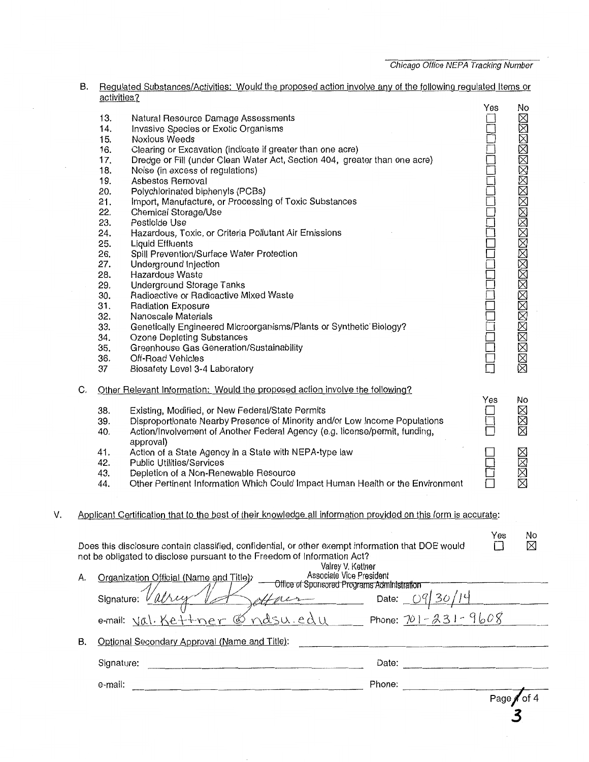Chicago Office NEPA Tracking Number

B. Regulated Substances/Activities: Would the proposed action involve any of the following regulated Items or activities?

| | | Yes | No |
|---|---|---|---|
| 13. | Natural Resource Damage Assessments | ☐ | ☒ |
| 14. | Invasive Species or Exotic Organisms | ☐ | ☒ |
| 15. | Noxious Weeds | ☐ | ☒ |
| 16. | Clearing or Excavation (indicate if greater than one acre) | ☐ | ☒ |
| 17. | Dredge or Fill (under Clean Water Act, Section 404, greater than one acre) | ☐ | ☒ |
| 18. | Noise (in excess of regulations) | ☐ | ☒ |
| 19. | Asbestos Removal | ☐ | ☒ |
| 20. | Polychlorinated biphenyls (PCBs) | ☐ | ☒ |
| 21. | Import, Manufacture, or Processing of Toxic Substances | ☐ | ☒ |
| 22. | Chemical Storage/Use | ☐ | ☒ |
| 23. | Pesticide Use | ☐ | ☒ |
| 24. | Hazardous, Toxic, or Criteria Pollutant Air Emissions | ☐ | ☒ |
| 25. | Liquid Effluents | ☐ | ☒ |
| 26. | Spill Prevention/Surface Water Protection | ☐ | ☒ |
| 27. | Underground Injection | ☐ | ☒ |
| 28. | Hazardous Waste | ☐ | ☒ |
| 29. | Underground Storage Tanks | ☐ | ☒ |
| 30. | Radioactive or Radioactive Mixed Waste | ☐ | ☒ |
| 31. | Radiation Exposure | ☐ | ☒ |
| 32. | Nanoscale Materials | ☐ | ☒ |
| 33. | Genetically Engineered Microorganisms/Plants or Synthetic Biology? | ☐ | ☒ |
| 34. | Ozone Depleting Substances | ☐ | ☒ |
| 35. | Greenhouse Gas Generation/Sustainability | ☐ | ☒ |
| 36. | Off-Road Vehicles | ☐ | ☒ |
| 37 | Biosafety Level 3-4 Laboratory | ☐ | ☒ |

C. Other Relevant Information: Would the proposed action involve the following?

| | | Yes | No |
|---|---|---|---|
| 38. | Existing, Modified, or New Federal/State Permits | ☐ | ☒ |
| 39. | Disproportionate Nearby Presence of Minority and/or Low Income Populations | ☐ | ☒ |
| 40. | Action/Involvement of Another Federal Agency (e.g. license/permit, funding, approval) | ☐ | ☒ |
| 41. | Action of a State Agency in a State with NEPA-type law | ☐ | ☒ |
| 42. | Public Utilities/Services | ☐ | ☒ |
| 43. | Depletion of a Non-Renewable Resource | ☐ | ☒ |
| 44. | Other Pertinent Information Which Could Impact Human Health or the Environment | ☐ | ☒ |

V. Applicant Certification that to the best of their knowledge all information provided on this form is accurate:

| | Yes | No |
|---|---|---|
| Does this disclosure contain classified, confidential, or other exempt information that DOE would not be obligated to disclose pursuant to the Freedom of Information Act? | ☐ | ☒ |

A. Organization Official (Name and Title): Valrey V. Kettner, Associate Vice President, Office of Sponsored Programs Administration

Signature: *Valrey V. Kettner* Date: 09/30/14

e-mail: val.kettner@ndsu.edu Phone: 701-231-9608

B. Optional Secondary Approval (Name and Title): ______________________

Signature: ______________________ Date: ______________________

e-mail: ______________________ Phone: ______________________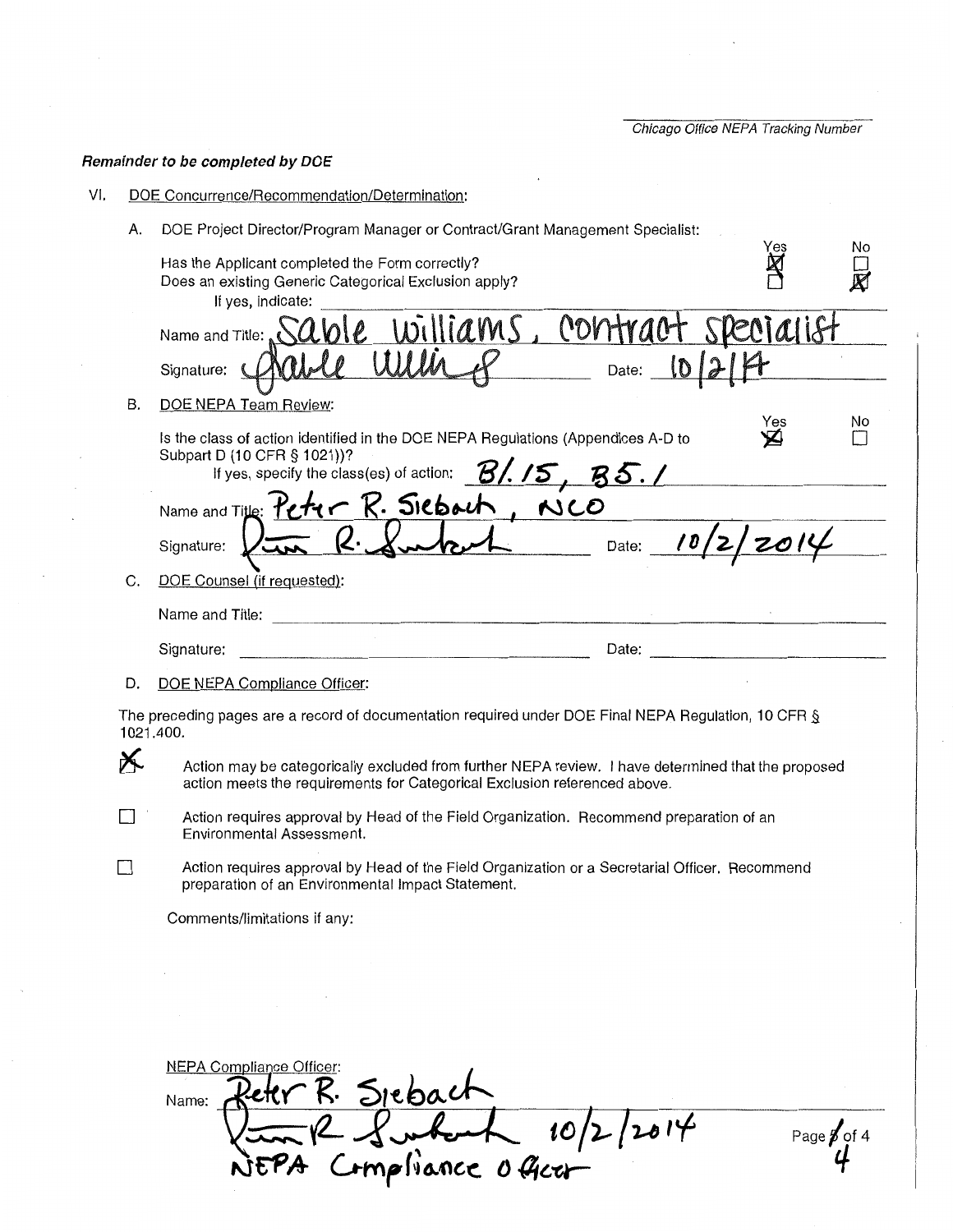Chicago Office NEPA Tracking Number

***Remainder to be completed by DOE***

VI. DOE Concurrence/Recommendation/Determination:

A. DOE Project Director/Program Manager or Contract/Grant Management Specialist:

| | Yes | No |
|---|---|---|
| Has the Applicant completed the Form correctly? | ☒ | ☐ |
| Does an existing Generic Categorical Exclusion apply? | ☐ | ☒ |

If yes, indicate:

Name and Title: Sable Williams, Contract Specialist

Signature: Sable Williams Date: 10/2/14

B. DOE NEPA Team Review:

| | Yes | No |
|---|---|---|
| Is the class of action identified in the DOE NEPA Regulations (Appendices A-D to Subpart D (10 CFR § 1021))? | ☒ | ☐ |

If yes, specify the class(es) of action: B1.15, B5.1

Name and Title: Peter R. Siebach, NCO

Signature: Peter R. Siebach Date: 10/2/2014

C. DOE Counsel (if requested):

Name and Title:

Signature: Date:

D. DOE NEPA Compliance Officer:

The preceding pages are a record of documentation required under DOE Final NEPA Regulation, 10 CFR § 1021.400.

☒ Action may be categorically excluded from further NEPA review. I have determined that the proposed action meets the requirements for Categorical Exclusion referenced above.

☐ Action requires approval by Head of the Field Organization. Recommend preparation of an Environmental Assessment.

☐ Action requires approval by Head of the Field Organization or a Secretarial Officer. Recommend preparation of an Environmental Impact Statement.

Comments/limitations if any:

NEPA Compliance Officer:

Name: Peter R. Siebach

Peter R. Siebach 10/2/2014

NEPA Compliance Officer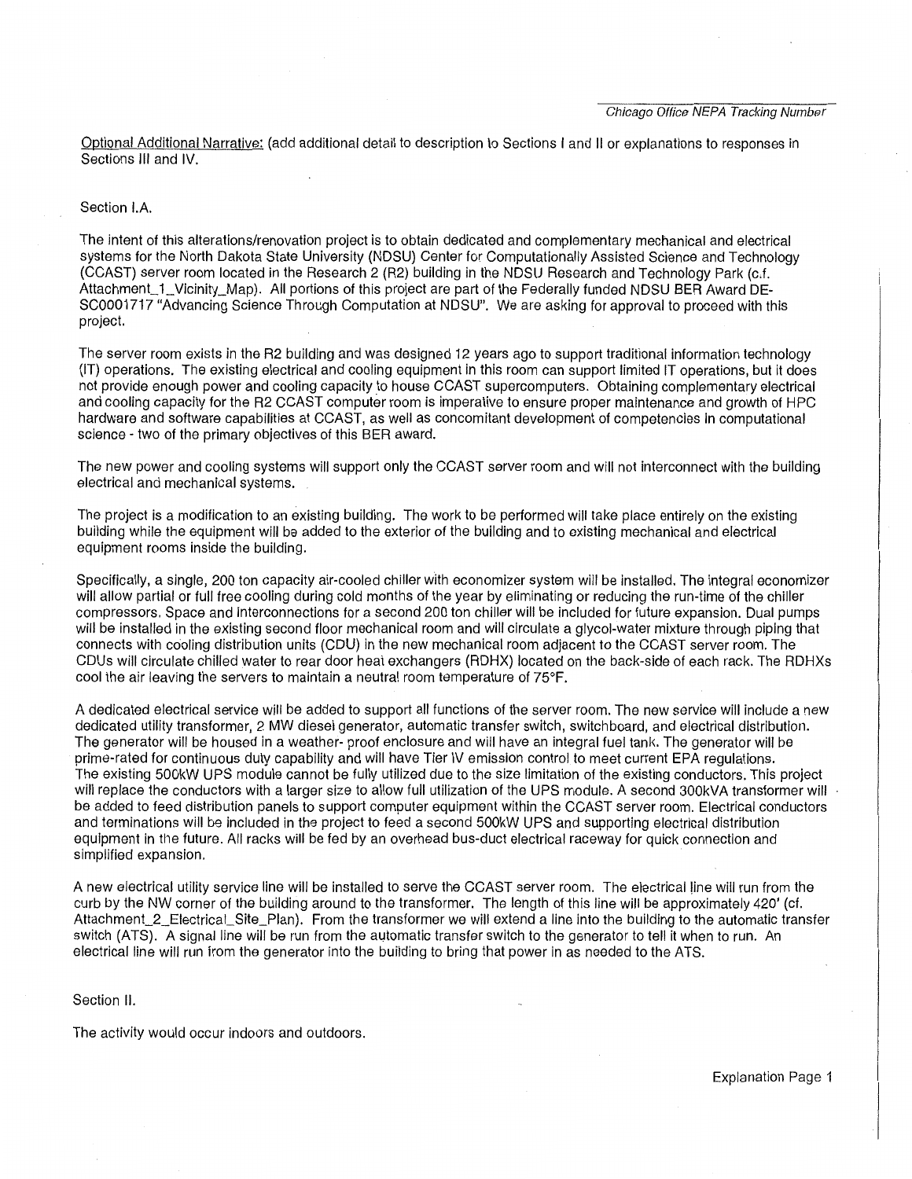Optional Additional Narrative: (add additional detail to description to Sections I and II or explanations to responses in Sections III and IV.

Section I.A.

The intent of this alterations/renovation project is to obtain dedicated and complementary mechanical and electrical systems for the North Dakota State University (NDSU) Center for Computationally Assisted Science and Technology (CCAST) server room located in the Research 2 (R2) building in the NDSU Research and Technology Park (c.f. Attachment_1_Vicinity_Map). All portions of this project are part of the Federally funded NDSU BER Award DE-SC0001717 "Advancing Science Through Computation at NDSU". We are asking for approval to proceed with this project.

The server room exists in the R2 building and was designed 12 years ago to support traditional information technology (IT) operations. The existing electrical and cooling equipment in this room can support limited IT operations, but it does not provide enough power and cooling capacity to house CCAST supercomputers. Obtaining complementary electrical and cooling capacity for the R2 CCAST computer room is imperative to ensure proper maintenance and growth of HPC hardware and software capabilities at CCAST, as well as concomitant development of competencies in computational science - two of the primary objectives of this BER award.

The new power and cooling systems will support only the CCAST server room and will not interconnect with the building electrical and mechanical systems.

The project is a modification to an existing building. The work to be performed will take place entirely on the existing building while the equipment will be added to the exterior of the building and to existing mechanical and electrical equipment rooms inside the building.

Specifically, a single, 200 ton capacity air-cooled chiller with economizer system will be installed. The integral economizer will allow partial or full free cooling during cold months of the year by eliminating or reducing the run-time of the chiller compressors. Space and interconnections for a second 200 ton chiller will be included for future expansion. Dual pumps will be installed in the existing second floor mechanical room and will circulate a glycol-water mixture through piping that connects with cooling distribution units (CDU) in the new mechanical room adjacent to the CCAST server room. The CDUs will circulate chilled water to rear door heat exchangers (RDHX) located on the back-side of each rack. The RDHXs cool the air leaving the servers to maintain a neutral room temperature of 75°F.

A dedicated electrical service will be added to support all functions of the server room. The new service will include a new dedicated utility transformer, 2 MW diesel generator, automatic transfer switch, switchboard, and electrical distribution. The generator will be housed in a weather- proof enclosure and will have an integral fuel tank. The generator will be prime-rated for continuous duty capability and will have Tier IV emission control to meet current EPA regulations. The existing 500kW UPS module cannot be fully utilized due to the size limitation of the existing conductors. This project will replace the conductors with a larger size to allow full utilization of the UPS module. A second 300kVA transformer will be added to feed distribution panels to support computer equipment within the CCAST server room. Electrical conductors and terminations will be included in the project to feed a second 500kW UPS and supporting electrical distribution equipment in the future. All racks will be fed by an overhead bus-duct electrical raceway for quick connection and simplified expansion.

A new electrical utility service line will be installed to serve the CCAST server room. The electrical line will run from the curb by the NW corner of the building around to the transformer. The length of this line will be approximately 420' (cf. Attachment_2_Electrical_Site_Plan). From the transformer we will extend a line into the building to the automatic transfer switch (ATS). A signal line will be run from the automatic transfer switch to the generator to tell it when to run. An electrical line will run from the generator into the building to bring that power in as needed to the ATS.

Section II.

The activity would occur indoors and outdoors.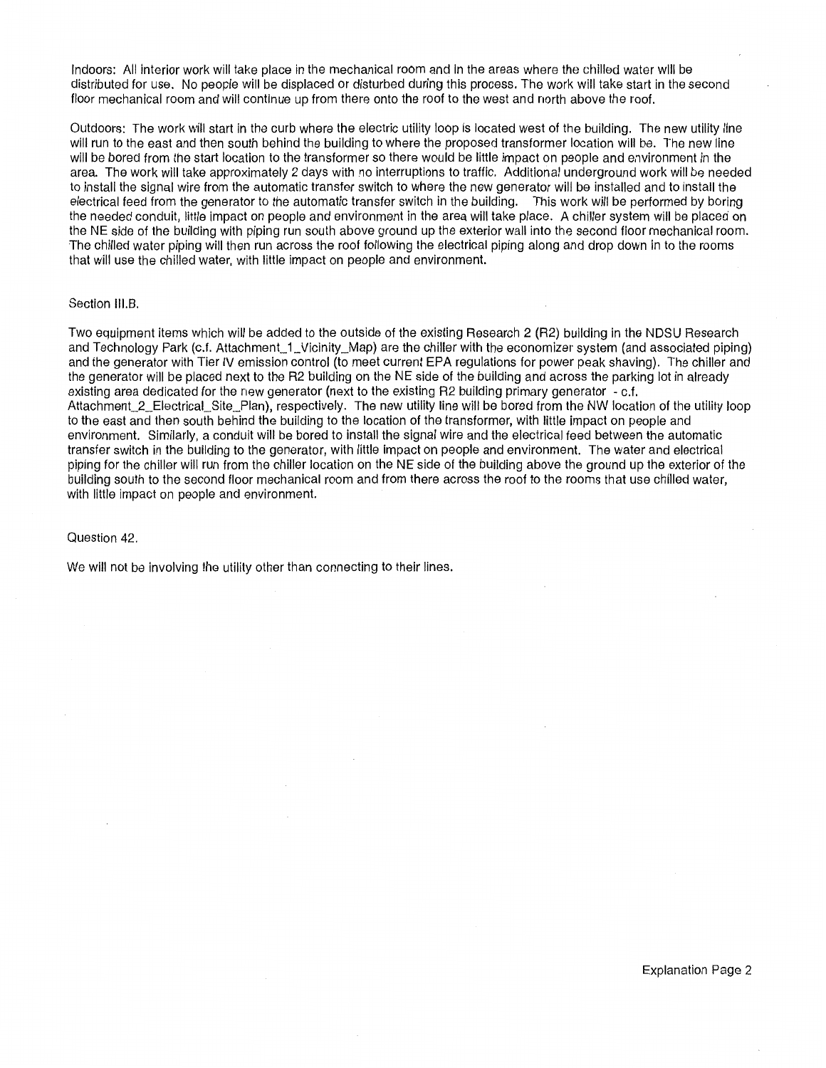Indoors: All interior work will take place in the mechanical room and in the areas where the chilled water will be distributed for use. No people will be displaced or disturbed during this process. The work will take start in the second floor mechanical room and will continue up from there onto the roof to the west and north above the roof.

Outdoors: The work will start in the curb where the electric utility loop is located west of the building. The new utility line will run to the east and then south behind the building to where the proposed transformer location will be. The new line will be bored from the start location to the transformer so there would be little impact on people and environment in the area. The work will take approximately 2 days with no interruptions to traffic. Additional underground work will be needed to install the signal wire from the automatic transfer switch to where the new generator will be installed and to install the electrical feed from the generator to the automatic transfer switch in the building. This work will be performed by boring the needed conduit, little impact on people and environment in the area will take place. A chiller system will be placed on the NE side of the building with piping run south above ground up the exterior wall into the second floor mechanical room. The chilled water piping will then run across the roof following the electrical piping along and drop down in to the rooms that will use the chilled water, with little impact on people and environment.

Section III.B.

Two equipment items which will be added to the outside of the existing Research 2 (R2) building in the NDSU Research and Technology Park (c.f. Attachment_1_Vicinity_Map) are the chiller with the economizer system (and associated piping) and the generator with Tier IV emission control (to meet current EPA regulations for power peak shaving). The chiller and the generator will be placed next to the R2 building on the NE side of the building and across the parking lot in already existing area dedicated for the new generator (next to the existing R2 building primary generator - c.f. Attachment_2_Electrical_Site_Plan), respectively. The new utility line will be bored from the NW location of the utility loop to the east and then south behind the building to the location of the transformer, with little impact on people and environment. Similarly, a conduit will be bored to install the signal wire and the electrical feed between the automatic transfer switch in the building to the generator, with little impact on people and environment. The water and electrical piping for the chiller will run from the chiller location on the NE side of the building above the ground up the exterior of the building south to the second floor mechanical room and from there across the roof to the rooms that use chilled water, with little impact on people and environment.

Question 42.

We will not be involving the utility other than connecting to their lines.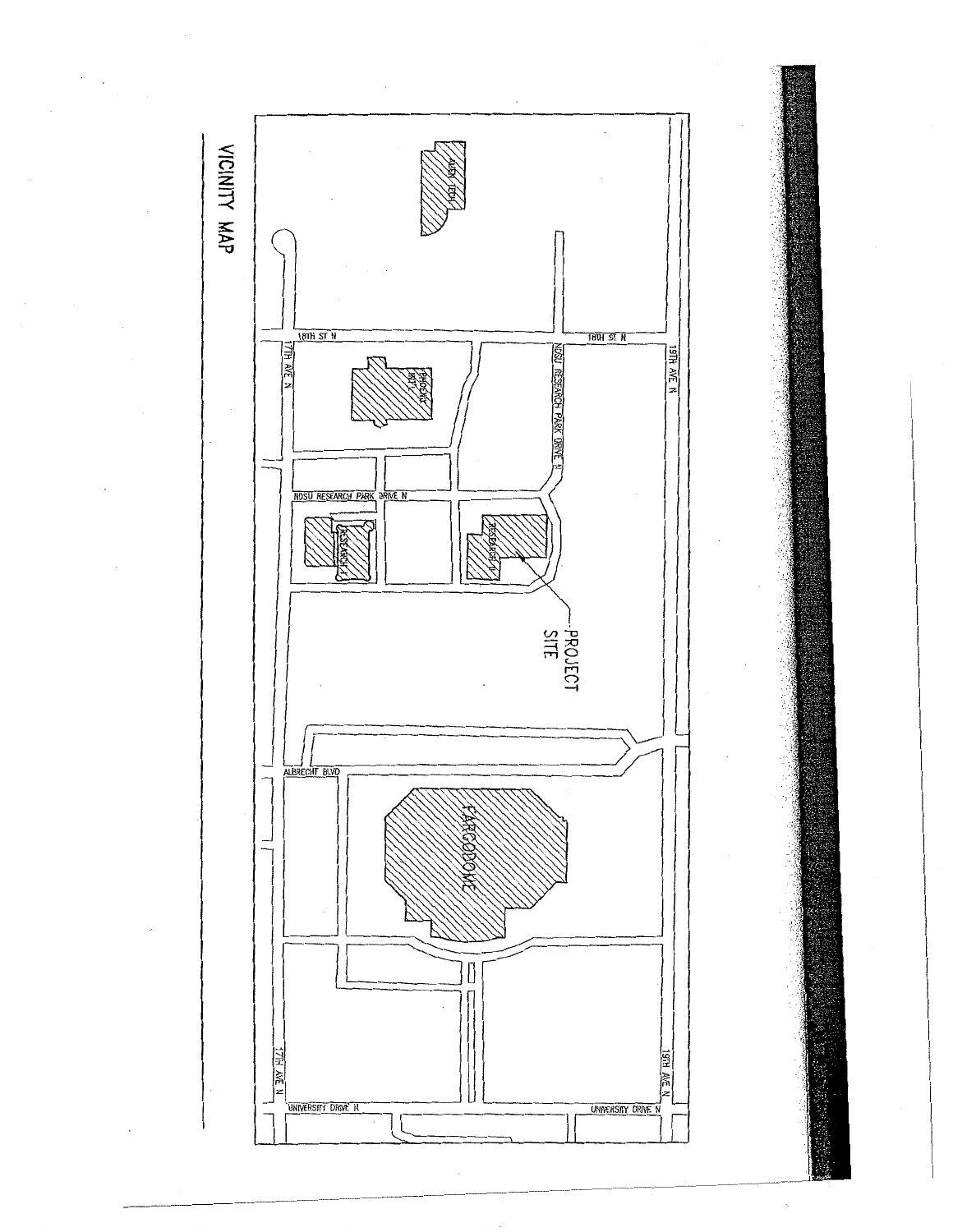# VICINITY MAP

ALIEN TECH

18TH ST N

18TH ST N

19TH AVE N

17TH AVE N

PHOENIX INT'L

NDSU RESEARCH PARK DRIVE N

NDSU RESEARCH PARK DRIVE N

RESEARCH I

RESEARCH II

PROJECT SITE

ALBRECHT BLVD

FARGODOME

17TH AVE N

UNIVERSITY DRIVE N

UNIVERSITY DRIVE N

19TH AVE N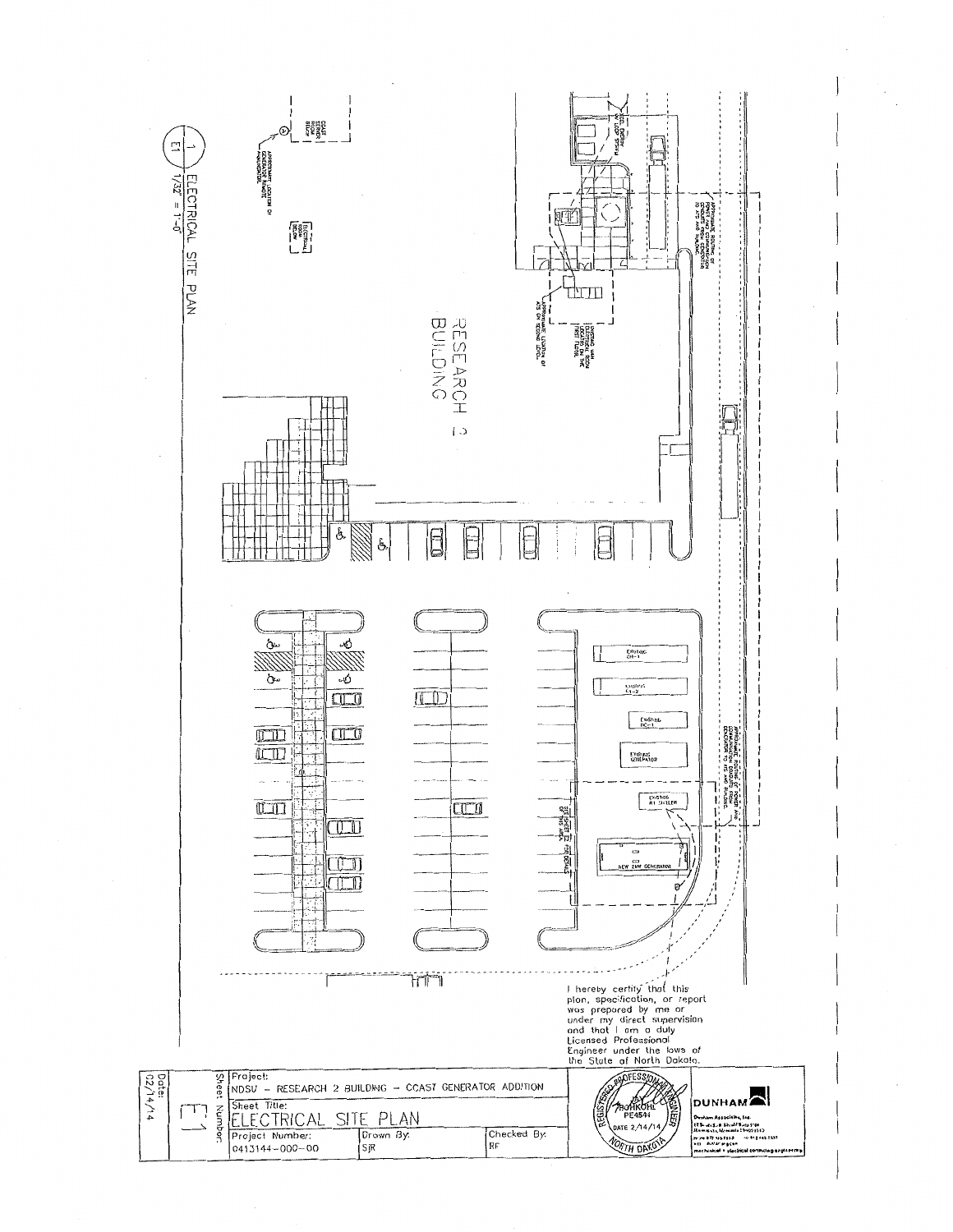1
E1
ELECTRICAL SITE PLAN
1/32" = 1'-0"

CCAST SERVER ROOM BELOW

APPROXIMATE LOCATION OF GENERATOR REMOTE ANNUNCIATOR

ELECTRICAL ROOM BELOW

RESEARCH 2 BUILDING

EXISTING UNIT LOCATED ON THE FIRST FLOOR

APPROXIMATE LOCATION OF ATS ON SECOND LEVEL

APPROXIMATE ROUTING OF POWER AND COMMUNICATION CONDUITS FROM GENERATOR TO ATS AND ANNUNCIATOR

EXISTING CH-1

EXISTING CT-2

EXISTING DC-1

EXISTING GENERATOR

EXISTING R1 CHILLER

NEW 2MW GENERATOR

SEE SHEET E2 FOR DETAILS OF THIS AREA

APPROXIMATE ROUTING OF POWER AND COMMUNICATION CONDUITS FROM GENERATOR TO ATS AND BUILDING

I hereby certify that this plan, specification, or report was prepared by me or under my direct supervision and that I am a duly Licensed Professional Engineer under the laws of the State of North Dakota.

REGISTERED PROFESSIONAL ENGINEER
BOHKOHL
PE4594
DATE 2/14/14
NORTH DAKOTA

DUNHAM
Dunham Associates, Inc.
mechanical • electrical consulting engineering

| | | | |
|---|---|---|---|
| Project: NDSU – RESEARCH 2 BUILDING – CCAST GENERATOR ADDITION | | | |
| Sheet Title: ELECTRICAL SITE PLAN | | | |
| Project Number: 0413144-000-00 | Drawn By: SJR | Checked By: RF | |

Sheet Number: E1

Date: 02/14/14